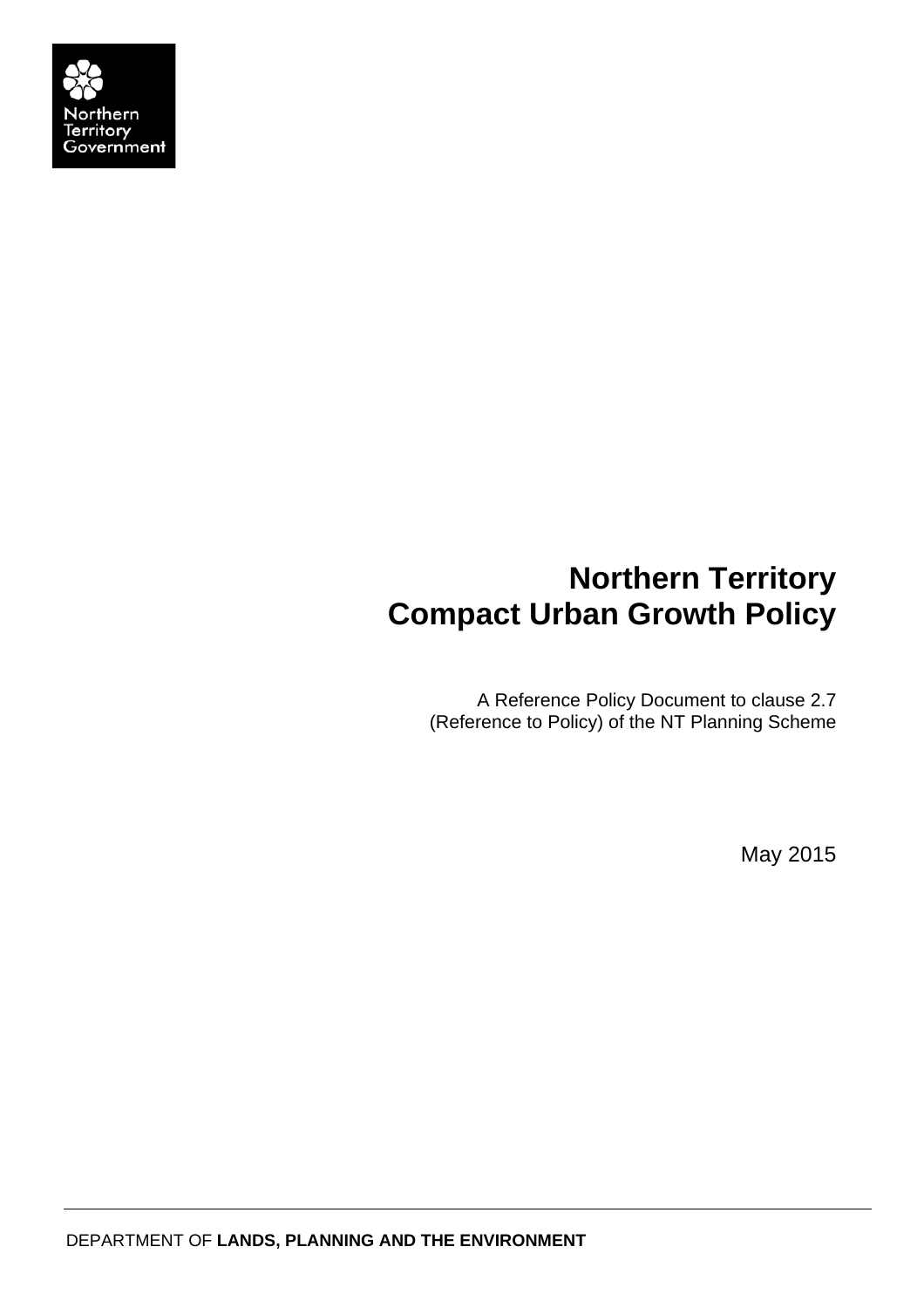Northern Territory Government

# Northern Territory Compact Urban Growth Policy

A Reference Policy Document to clause 2.7 (Reference to Policy) of the NT Planning Scheme

May 2015

DEPARTMENT OF **LANDS, PLANNING AND THE ENVIRONMENT**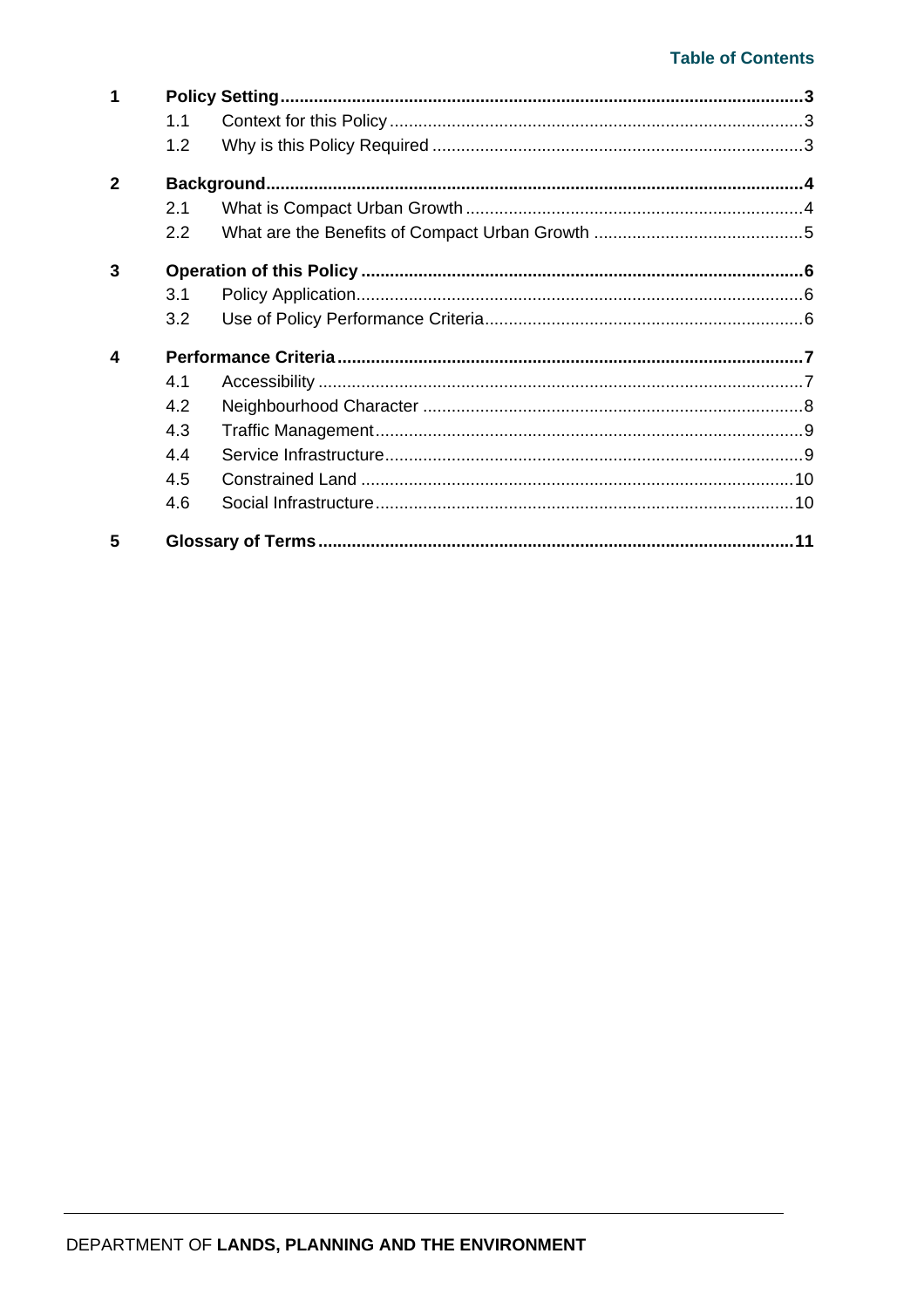# Table of Contents

| | | | |
|---|---|---|---|
| **1** | **Policy Setting** | | **3** |
| | 1.1 | Context for this Policy | 3 |
| | 1.2 | Why is this Policy Required | 3 |
| **2** | **Background** | | **4** |
| | 2.1 | What is Compact Urban Growth | 4 |
| | 2.2 | What are the Benefits of Compact Urban Growth | 5 |
| **3** | **Operation of this Policy** | | **6** |
| | 3.1 | Policy Application | 6 |
| | 3.2 | Use of Policy Performance Criteria | 6 |
| **4** | **Performance Criteria** | | **7** |
| | 4.1 | Accessibility | 7 |
| | 4.2 | Neighbourhood Character | 8 |
| | 4.3 | Traffic Management | 9 |
| | 4.4 | Service Infrastructure | 9 |
| | 4.5 | Constrained Land | 10 |
| | 4.6 | Social Infrastructure | 10 |
| **5** | **Glossary of Terms** | | **11** |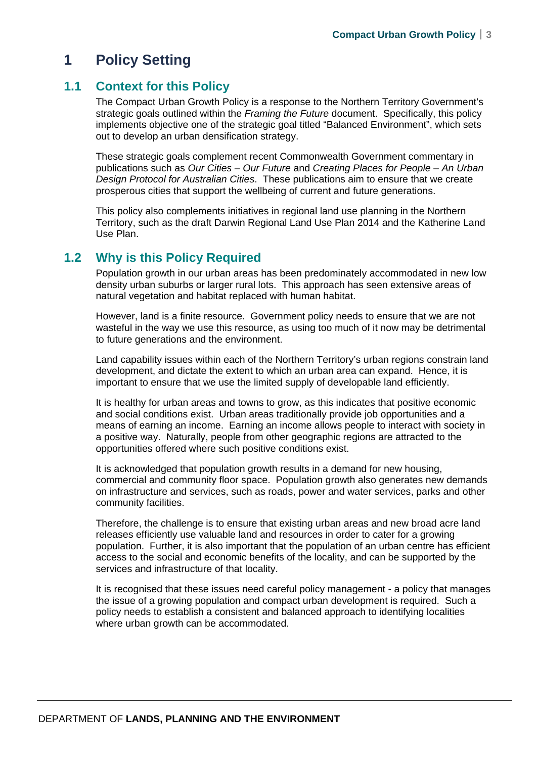# 1 Policy Setting

## 1.1 Context for this Policy

The Compact Urban Growth Policy is a response to the Northern Territory Government's strategic goals outlined within the *Framing the Future* document. Specifically, this policy implements objective one of the strategic goal titled "Balanced Environment", which sets out to develop an urban densification strategy.

These strategic goals complement recent Commonwealth Government commentary in publications such as *Our Cities – Our Future* and *Creating Places for People – An Urban Design Protocol for Australian Cities*. These publications aim to ensure that we create prosperous cities that support the wellbeing of current and future generations.

This policy also complements initiatives in regional land use planning in the Northern Territory, such as the draft Darwin Regional Land Use Plan 2014 and the Katherine Land Use Plan.

## 1.2 Why is this Policy Required

Population growth in our urban areas has been predominately accommodated in new low density urban suburbs or larger rural lots. This approach has seen extensive areas of natural vegetation and habitat replaced with human habitat.

However, land is a finite resource. Government policy needs to ensure that we are not wasteful in the way we use this resource, as using too much of it now may be detrimental to future generations and the environment.

Land capability issues within each of the Northern Territory's urban regions constrain land development, and dictate the extent to which an urban area can expand. Hence, it is important to ensure that we use the limited supply of developable land efficiently.

It is healthy for urban areas and towns to grow, as this indicates that positive economic and social conditions exist. Urban areas traditionally provide job opportunities and a means of earning an income. Earning an income allows people to interact with society in a positive way. Naturally, people from other geographic regions are attracted to the opportunities offered where such positive conditions exist.

It is acknowledged that population growth results in a demand for new housing, commercial and community floor space. Population growth also generates new demands on infrastructure and services, such as roads, power and water services, parks and other community facilities.

Therefore, the challenge is to ensure that existing urban areas and new broad acre land releases efficiently use valuable land and resources in order to cater for a growing population. Further, it is also important that the population of an urban centre has efficient access to the social and economic benefits of the locality, and can be supported by the services and infrastructure of that locality.

It is recognised that these issues need careful policy management - a policy that manages the issue of a growing population and compact urban development is required. Such a policy needs to establish a consistent and balanced approach to identifying localities where urban growth can be accommodated.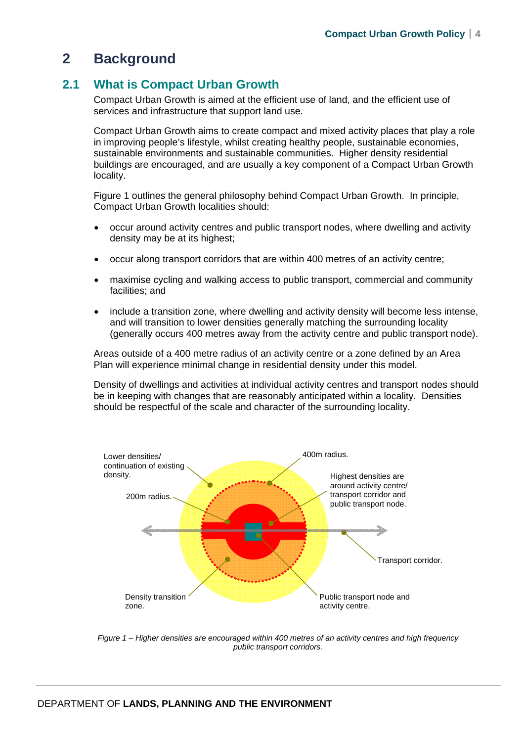# 2 Background

## 2.1 What is Compact Urban Growth

Compact Urban Growth is aimed at the efficient use of land, and the efficient use of services and infrastructure that support land use.

Compact Urban Growth aims to create compact and mixed activity places that play a role in improving people's lifestyle, whilst creating healthy people, sustainable economies, sustainable environments and sustainable communities. Higher density residential buildings are encouraged, and are usually a key component of a Compact Urban Growth locality.

Figure 1 outlines the general philosophy behind Compact Urban Growth. In principle, Compact Urban Growth localities should:

- occur around activity centres and public transport nodes, where dwelling and activity density may be at its highest;
- occur along transport corridors that are within 400 metres of an activity centre;
- maximise cycling and walking access to public transport, commercial and community facilities; and
- include a transition zone, where dwelling and activity density will become less intense, and will transition to lower densities generally matching the surrounding locality (generally occurs 400 metres away from the activity centre and public transport node).

Areas outside of a 400 metre radius of an activity centre or a zone defined by an Area Plan will experience minimal change in residential density under this model.

Density of dwellings and activities at individual activity centres and transport nodes should be in keeping with changes that are reasonably anticipated within a locality. Densities should be respectful of the scale and character of the surrounding locality.

Lower densities/ continuation of existing density.

400m radius.

Highest densities are around activity centre/ transport corridor and public transport node.

200m radius.

Transport corridor.

Density transition zone.

Public transport node and activity centre.

*Figure 1 – Higher densities are encouraged within 400 metres of an activity centres and high frequency public transport corridors.*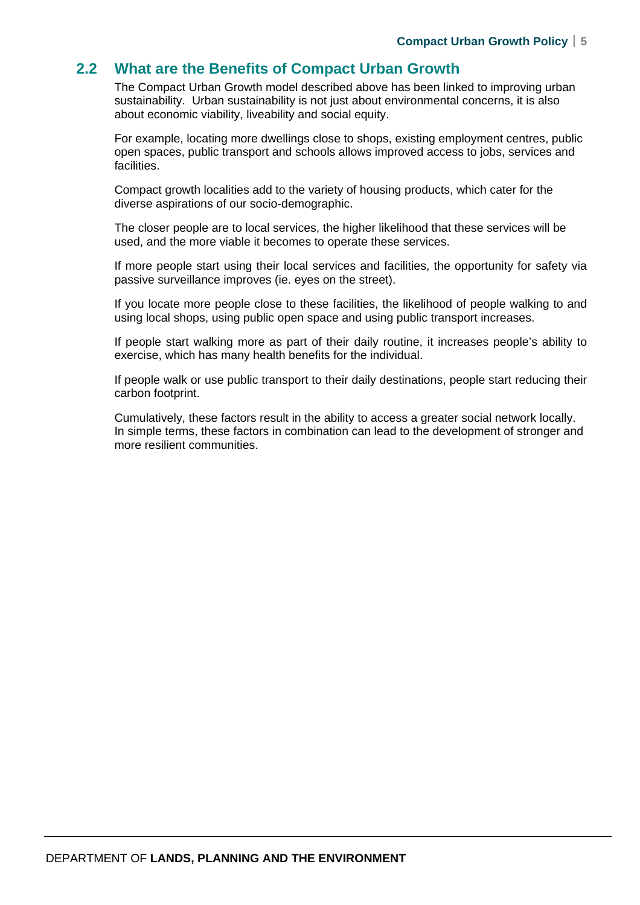## 2.2 What are the Benefits of Compact Urban Growth

The Compact Urban Growth model described above has been linked to improving urban sustainability. Urban sustainability is not just about environmental concerns, it is also about economic viability, liveability and social equity.

For example, locating more dwellings close to shops, existing employment centres, public open spaces, public transport and schools allows improved access to jobs, services and facilities.

Compact growth localities add to the variety of housing products, which cater for the diverse aspirations of our socio-demographic.

The closer people are to local services, the higher likelihood that these services will be used, and the more viable it becomes to operate these services.

If more people start using their local services and facilities, the opportunity for safety via passive surveillance improves (ie. eyes on the street).

If you locate more people close to these facilities, the likelihood of people walking to and using local shops, using public open space and using public transport increases.

If people start walking more as part of their daily routine, it increases people's ability to exercise, which has many health benefits for the individual.

If people walk or use public transport to their daily destinations, people start reducing their carbon footprint.

Cumulatively, these factors result in the ability to access a greater social network locally. In simple terms, these factors in combination can lead to the development of stronger and more resilient communities.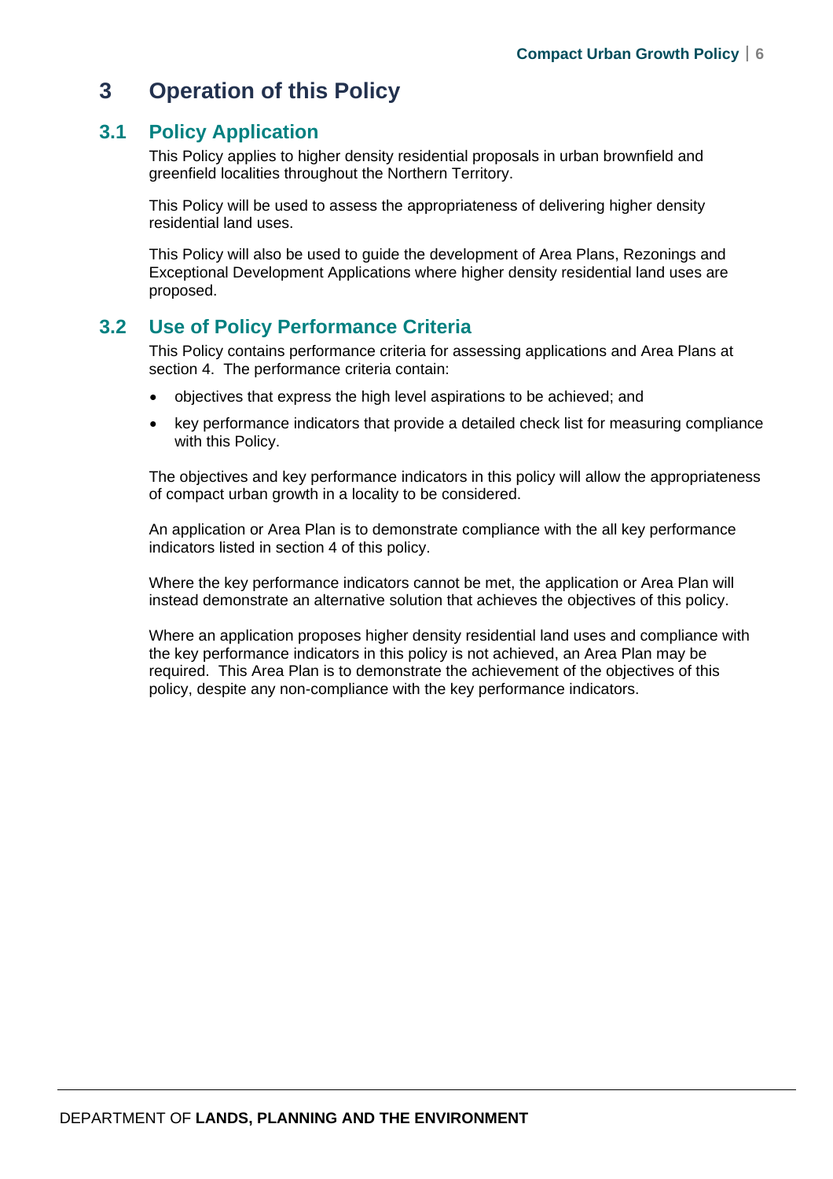# 3 Operation of this Policy

## 3.1 Policy Application

This Policy applies to higher density residential proposals in urban brownfield and greenfield localities throughout the Northern Territory.

This Policy will be used to assess the appropriateness of delivering higher density residential land uses.

This Policy will also be used to guide the development of Area Plans, Rezonings and Exceptional Development Applications where higher density residential land uses are proposed.

## 3.2 Use of Policy Performance Criteria

This Policy contains performance criteria for assessing applications and Area Plans at section 4. The performance criteria contain:

- objectives that express the high level aspirations to be achieved; and
- key performance indicators that provide a detailed check list for measuring compliance with this Policy.

The objectives and key performance indicators in this policy will allow the appropriateness of compact urban growth in a locality to be considered.

An application or Area Plan is to demonstrate compliance with the all key performance indicators listed in section 4 of this policy.

Where the key performance indicators cannot be met, the application or Area Plan will instead demonstrate an alternative solution that achieves the objectives of this policy.

Where an application proposes higher density residential land uses and compliance with the key performance indicators in this policy is not achieved, an Area Plan may be required. This Area Plan is to demonstrate the achievement of the objectives of this policy, despite any non-compliance with the key performance indicators.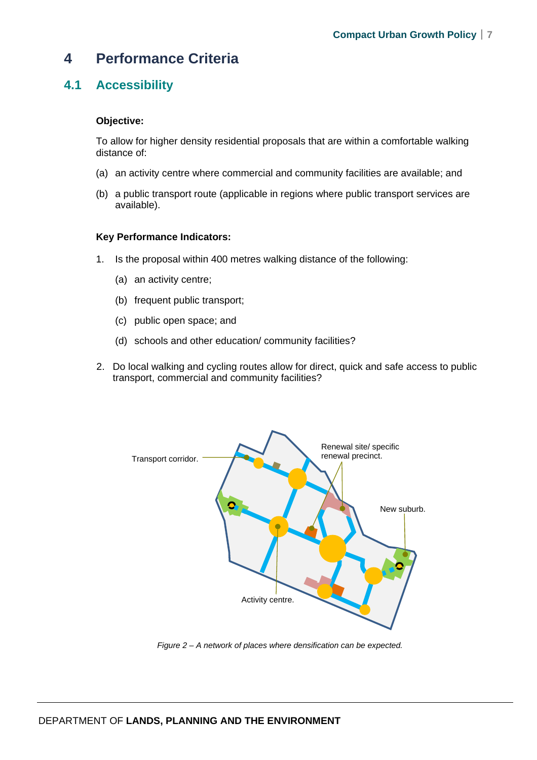# 4 Performance Criteria

## 4.1 Accessibility

**Objective:**

To allow for higher density residential proposals that are within a comfortable walking distance of:

(a) an activity centre where commercial and community facilities are available; and

(b) a public transport route (applicable in regions where public transport services are available).

**Key Performance Indicators:**

1. Is the proposal within 400 metres walking distance of the following:

   (a) an activity centre;

   (b) frequent public transport;

   (c) public open space; and

   (d) schools and other education/ community facilities?

2. Do local walking and cycling routes allow for direct, quick and safe access to public transport, commercial and community facilities?

Transport corridor.

Renewal site/ specific renewal precinct.

New suburb.

Activity centre.

*Figure 2 – A network of places where densification can be expected.*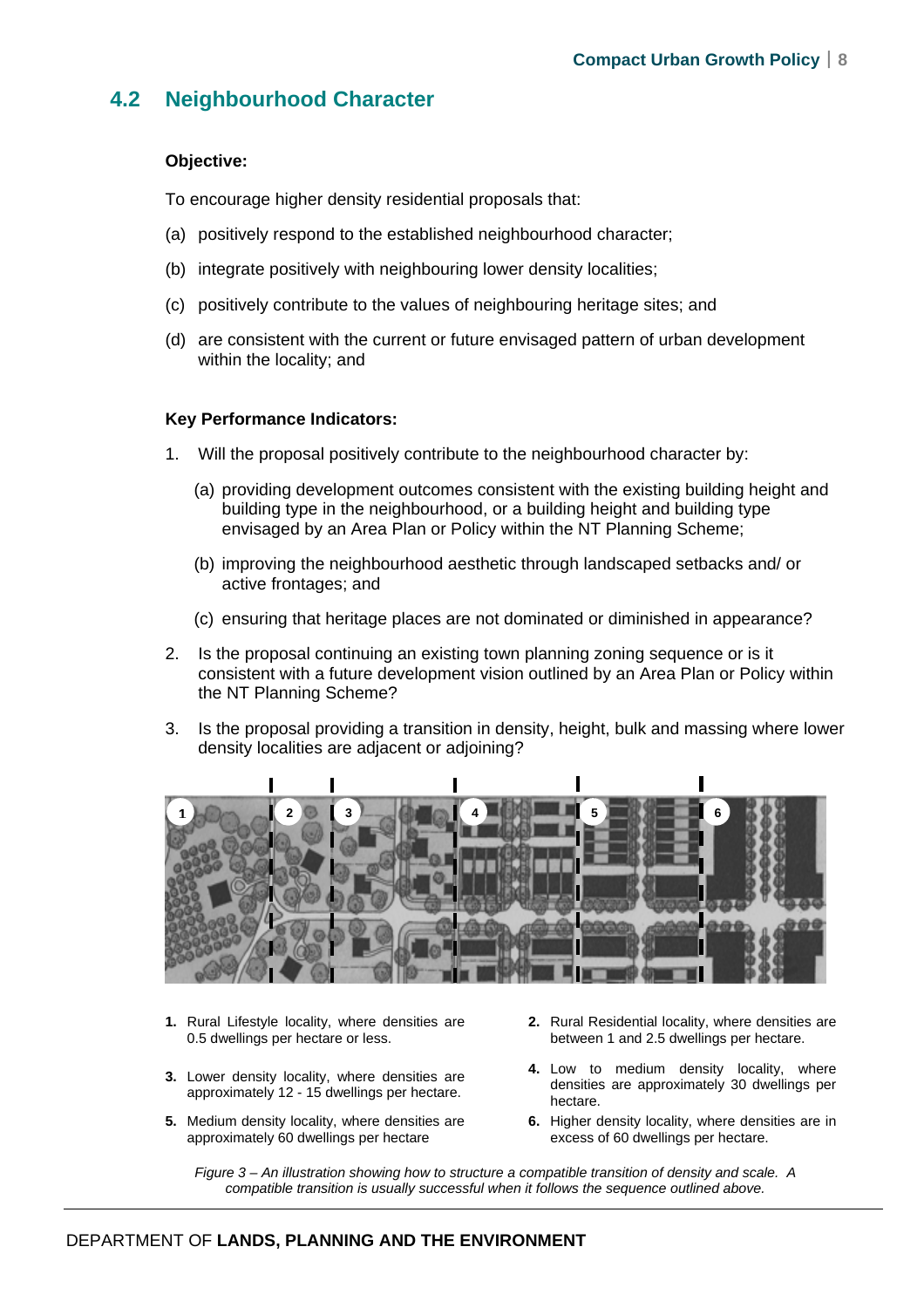## 4.2 Neighbourhood Character

**Objective:**

To encourage higher density residential proposals that:

(a) positively respond to the established neighbourhood character;

(b) integrate positively with neighbouring lower density localities;

(c) positively contribute to the values of neighbouring heritage sites; and

(d) are consistent with the current or future envisaged pattern of urban development within the locality; and

**Key Performance Indicators:**

1. Will the proposal positively contribute to the neighbourhood character by:

   (a) providing development outcomes consistent with the existing building height and building type in the neighbourhood, or a building height and building type envisaged by an Area Plan or Policy within the NT Planning Scheme;

   (b) improving the neighbourhood aesthetic through landscaped setbacks and/ or active frontages; and

   (c) ensuring that heritage places are not dominated or diminished in appearance?

2. Is the proposal continuing an existing town planning zoning sequence or is it consistent with a future development vision outlined by an Area Plan or Policy within the NT Planning Scheme?

3. Is the proposal providing a transition in density, height, bulk and massing where lower density localities are adjacent or adjoining?

1. Rural Lifestyle locality, where densities are 0.5 dwellings per hectare or less.
2. Rural Residential locality, where densities are between 1 and 2.5 dwellings per hectare.
3. Lower density locality, where densities are approximately 12 - 15 dwellings per hectare.
4. Low to medium density locality, where densities are approximately 30 dwellings per hectare.
5. Medium density locality, where densities are approximately 60 dwellings per hectare
6. Higher density locality, where densities are in excess of 60 dwellings per hectare.

*Figure 3 – An illustration showing how to structure a compatible transition of density and scale. A compatible transition is usually successful when it follows the sequence outlined above.*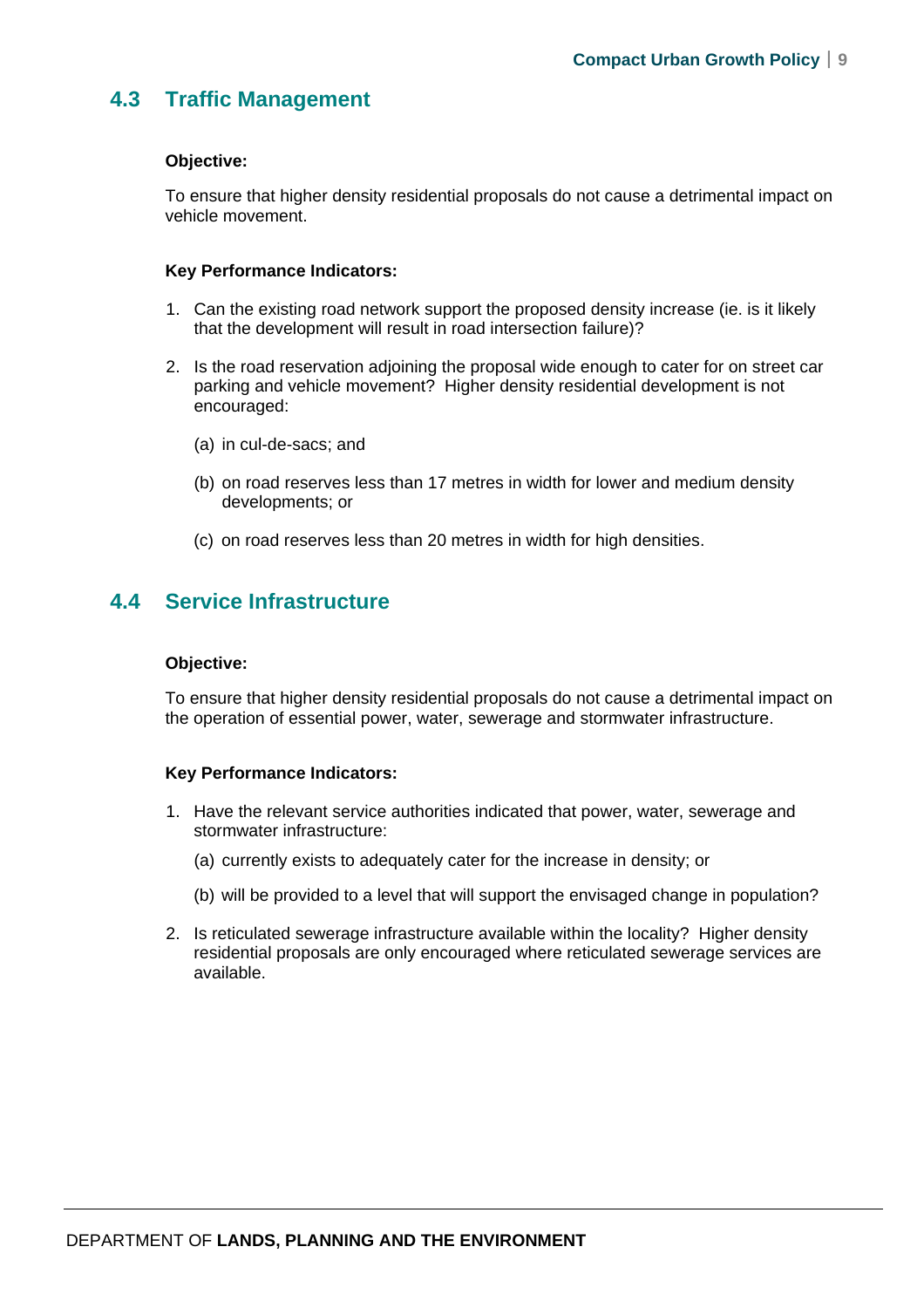## 4.3 Traffic Management

**Objective:**

To ensure that higher density residential proposals do not cause a detrimental impact on vehicle movement.

**Key Performance Indicators:**

1. Can the existing road network support the proposed density increase (ie. is it likely that the development will result in road intersection failure)?
2. Is the road reservation adjoining the proposal wide enough to cater for on street car parking and vehicle movement? Higher density residential development is not encouraged:

   (a) in cul-de-sacs; and

   (b) on road reserves less than 17 metres in width for lower and medium density developments; or

   (c) on road reserves less than 20 metres in width for high densities.

## 4.4 Service Infrastructure

**Objective:**

To ensure that higher density residential proposals do not cause a detrimental impact on the operation of essential power, water, sewerage and stormwater infrastructure.

**Key Performance Indicators:**

1. Have the relevant service authorities indicated that power, water, sewerage and stormwater infrastructure:

   (a) currently exists to adequately cater for the increase in density; or

   (b) will be provided to a level that will support the envisaged change in population?

2. Is reticulated sewerage infrastructure available within the locality? Higher density residential proposals are only encouraged where reticulated sewerage services are available.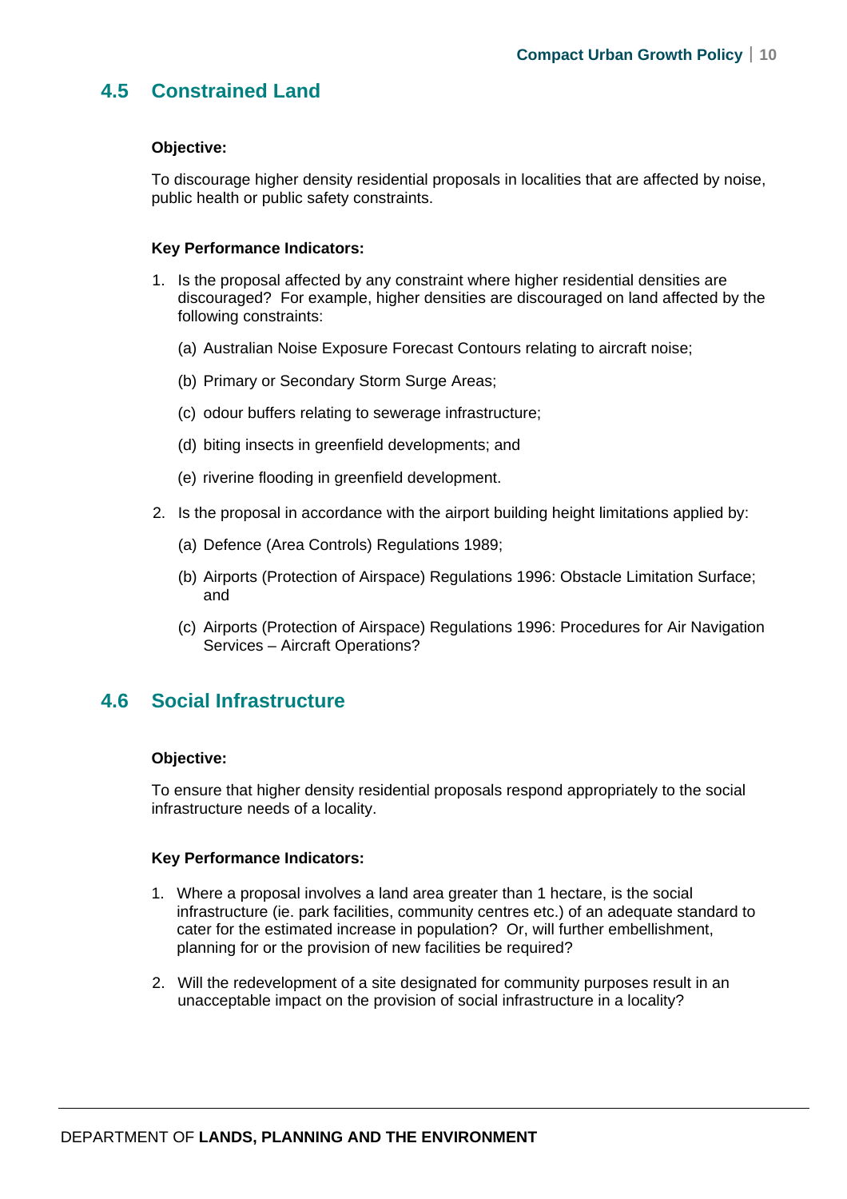## 4.5 Constrained Land

**Objective:**

To discourage higher density residential proposals in localities that are affected by noise, public health or public safety constraints.

**Key Performance Indicators:**

1. Is the proposal affected by any constraint where higher residential densities are discouraged? For example, higher densities are discouraged on land affected by the following constraints:

   (a) Australian Noise Exposure Forecast Contours relating to aircraft noise;

   (b) Primary or Secondary Storm Surge Areas;

   (c) odour buffers relating to sewerage infrastructure;

   (d) biting insects in greenfield developments; and

   (e) riverine flooding in greenfield development.

2. Is the proposal in accordance with the airport building height limitations applied by:

   (a) Defence (Area Controls) Regulations 1989;

   (b) Airports (Protection of Airspace) Regulations 1996: Obstacle Limitation Surface; and

   (c) Airports (Protection of Airspace) Regulations 1996: Procedures for Air Navigation Services – Aircraft Operations?

## 4.6 Social Infrastructure

**Objective:**

To ensure that higher density residential proposals respond appropriately to the social infrastructure needs of a locality.

**Key Performance Indicators:**

1. Where a proposal involves a land area greater than 1 hectare, is the social infrastructure (ie. park facilities, community centres etc.) of an adequate standard to cater for the estimated increase in population? Or, will further embellishment, planning for or the provision of new facilities be required?

2. Will the redevelopment of a site designated for community purposes result in an unacceptable impact on the provision of social infrastructure in a locality?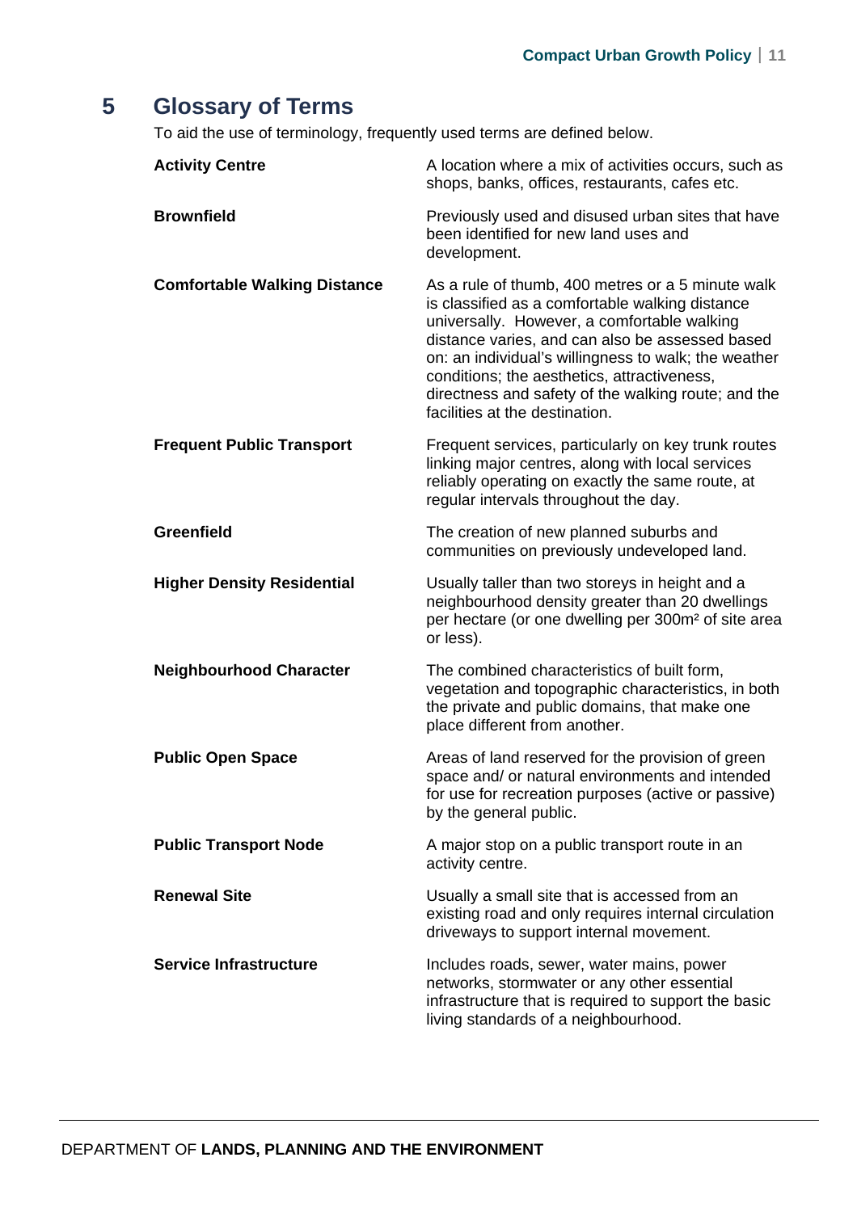# 5 Glossary of Terms

To aid the use of terminology, frequently used terms are defined below.

| | |
|---|---|
| **Activity Centre** | A location where a mix of activities occurs, such as shops, banks, offices, restaurants, cafes etc. |
| **Brownfield** | Previously used and disused urban sites that have been identified for new land uses and development. |
| **Comfortable Walking Distance** | As a rule of thumb, 400 metres or a 5 minute walk is classified as a comfortable walking distance universally. However, a comfortable walking distance varies, and can also be assessed based on: an individual's willingness to walk; the weather conditions; the aesthetics, attractiveness, directness and safety of the walking route; and the facilities at the destination. |
| **Frequent Public Transport** | Frequent services, particularly on key trunk routes linking major centres, along with local services reliably operating on exactly the same route, at regular intervals throughout the day. |
| **Greenfield** | The creation of new planned suburbs and communities on previously undeveloped land. |
| **Higher Density Residential** | Usually taller than two storeys in height and a neighbourhood density greater than 20 dwellings per hectare (or one dwelling per $300m^2$ of site area or less). |
| **Neighbourhood Character** | The combined characteristics of built form, vegetation and topographic characteristics, in both the private and public domains, that make one place different from another. |
| **Public Open Space** | Areas of land reserved for the provision of green space and/ or natural environments and intended for use for recreation purposes (active or passive) by the general public. |
| **Public Transport Node** | A major stop on a public transport route in an activity centre. |
| **Renewal Site** | Usually a small site that is accessed from an existing road and only requires internal circulation driveways to support internal movement. |
| **Service Infrastructure** | Includes roads, sewer, water mains, power networks, stormwater or any other essential infrastructure that is required to support the basic living standards of a neighbourhood. |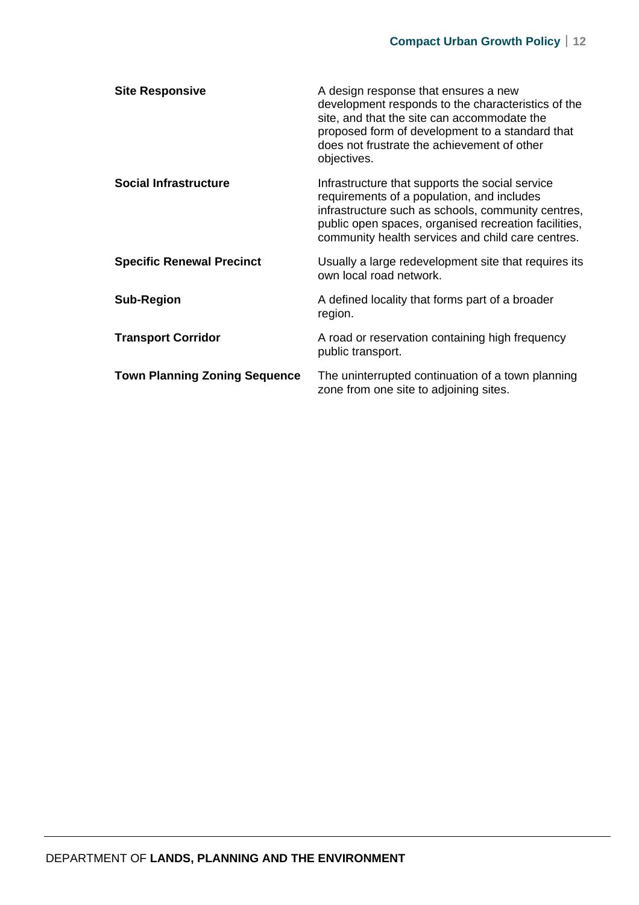| | |
|---|---|
| **Site Responsive** | A design response that ensures a new development responds to the characteristics of the site, and that the site can accommodate the proposed form of development to a standard that does not frustrate the achievement of other objectives. |
| **Social Infrastructure** | Infrastructure that supports the social service requirements of a population, and includes infrastructure such as schools, community centres, public open spaces, organised recreation facilities, community health services and child care centres. |
| **Specific Renewal Precinct** | Usually a large redevelopment site that requires its own local road network. |
| **Sub-Region** | A defined locality that forms part of a broader region. |
| **Transport Corridor** | A road or reservation containing high frequency public transport. |
| **Town Planning Zoning Sequence** | The uninterrupted continuation of a town planning zone from one site to adjoining sites. |